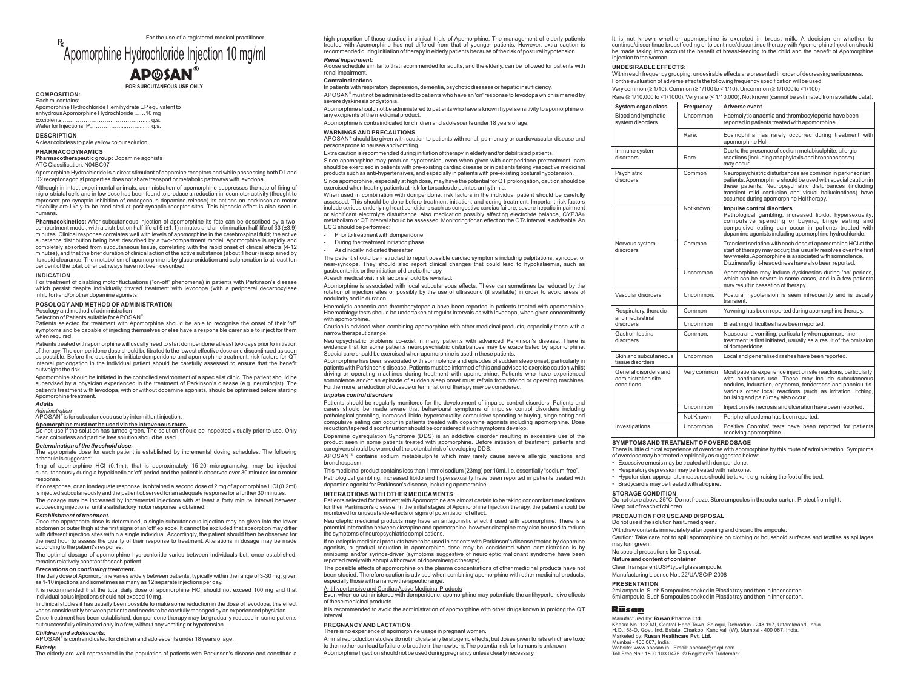For the use of a registered medical practitioner.

℞

# Apomorphine Hydrochloride Injection 10 mg/ml

# APOSAN®

**FOR SUBCUTANEOUS USE ONLY**

### COMPOSITION:

Each ml contains:
Apomorphine Hydrochloride Hemihydrate EP equivalent to
anhydrous Apomorphine Hydrochloride ……10 mg
Excipients ………………………………………… q.s.
Water for Injections IP…………………………… q.s.

### DESCRIPTION

A clear colorless to pale yellow colour solution.

### PHARMACODYNAMICS

**Pharmacotherapeutic group:** Dopamine agonists
ATC Classification: N04BC07

Apomorphine Hydrochloride is a direct stimulant of dopamine receptors and while possessing both D1 and D2 receptor agonist properties does not share transport or metabolic pathways with levodopa.

Although in intact experimental animals, administration of apomorphine suppresses the rate of firing of nigro-striatal cells and in low dose has been found to produce a reduction in locomotor activity (thought to represent pre-synaptic inhibition of endogenous dopamine release) its actions on parkinsonian motor disability are likely to be mediated at post-synaptic receptor sites. This biphasic effect is also seen in humans.

**Pharmacokinetics:** After subcutaneous injection of apomorphine its fate can be described by a two-compartment model, with a distribution half-life of 5 (±1.1) minutes and an elimination half-life of 33 (±3.9) minutes. Clinical response correlates well with levels of apomorphine in the cerebrospinal fluid; the active substance distribution being best described by a two-compartment model. Apomorphine is rapidly and completely absorbed from subcutaneous tissue, correlating with the rapid onset of clinical effects (4-12 minutes), and that the brief duration of clinical action of the active substance (about 1 hour) is explained by its rapid clearance. The metabolism of apomorphine is by glucuronidation and sulphonation to at least ten per cent of the total; other pathways have not been described.

### INDICATION

For treatment of disabling motor fluctuations ("on-off" phenomena) in patients with Parkinson's disease which persist despite individually titrated treatment with levodopa (with a peripheral decarboxylase inhibitor) and/or other dopamine agonists.

### POSOLOGY AND METHOD OF ADMINISTRATION

Posology and method of administration
Selection of Patients suitable for APOSAN®:

Patients selected for treatment with Apomorphine should be able to recognise the onset of their 'off' symptoms and be capable of injecting themselves or else have a responsible carer able to inject for them when required.

Patients treated with apomorphine will usually need to start domperidone at least two days prior to initiation of therapy. The domperidone dose should be titrated to the lowest effective dose and discontinued as soon as possible. Before the decision to initiate domperidone and apomorphine treatment, risk factors for QT interval prolongation in the individual patient should be carefully assessed to ensure that the benefit outweighs the risk.

Apomorphine should be initiated in the controlled environment of a specialist clinic. The patient should be supervised by a physician experienced in the treatment of Parkinson's disease (e.g. neurologist). The patient's treatment with levodopa, with or without dopamine agonists, should be optimised before starting Apomorphine treatment.

***Adults***

*Administration*

APOSAN® is for subcutaneous use by intermittent injection.

**Apomorphine must not be used via the intravenous route.**

Do not use if the solution has turned green. The solution should be inspected visually prior to use. Only clear, colourless and particle free solution should be used.

***Determination of the threshold dose.***

The appropriate dose for each patient is established by incremental dosing schedules. The following schedule is suggested:-

1mg of apomorphine HCl (0.1ml), that is approximately 15-20 micrograms/kg, may be injected subcutaneously during a hypokinetic or 'off' period and the patient is observed over 30 minutes for a motor response.

If no response, or an inadequate response, is obtained a second dose of 2 mg of apomorphine HCl (0.2ml) is injected subcutaneously and the patient observed for an adequate response for a further 30 minutes.

The dosage may be increased by incremental injections with at least a forty minute interval between succeeding injections, until a satisfactory motor response is obtained.

***Establishment of treatment.***

Once the appropriate dose is determined, a single subcutaneous injection may be given into the lower abdomen or outer thigh at the first signs of an 'off' episode. It cannot be excluded that absorption may differ with different injection sites within a single individual. Accordingly, the patient should then be observed for the next hour to assess the quality of their response to treatment. Alterations in dosage may be made according to the patient's response.

The optimal dosage of apomorphine hydrochloride varies between individuals but, once established, remains relatively constant for each patient.

***Precautions on continuing treatment.***

The daily dose of Apomorphine varies widely between patients, typically within the range of 3-30 mg, given as 1-10 injections and sometimes as many as 12 separate injections per day.

It is recommended that the total daily dose of apomorphine HCl should not exceed 100 mg and that individual bolus injections should not exceed 10 mg.

In clinical studies it has usually been possible to make some reduction in the dose of levodopa; this effect varies considerably between patients and needs to be carefully managed by an experienced physician.

Once treatment has been established, domperidone therapy may be gradually reduced in some patients but successfully eliminated only in a few, without any vomiting or hypotension.

***Children and adolescents:***

APOSAN® is contraindicated for children and adolescents under 18 years of age.

***Elderly:***

The elderly are well represented in the population of patients with Parkinson's disease and constitute a high proportion of those studied in clinical trials of Apomorphine. The management of elderly patients treated with Apomorphine has not differed from that of younger patients. However, extra caution is recommended during initiation of therapy in elderly patients because of the risk of postural hypotension.

***Renal impairment:***

A dose schedule similar to that recommended for adults, and the elderly, can be followed for patients with renal impairment.

**Contraindications**

In patients with respiratory depression, dementia, psychotic diseases or hepatic insufficiency.

APOSAN® must not be administered to patients who have an 'on' response to levodopa which is marred by severe dyskinesia or dystonia.

Apomorphine should not be administered to patients who have a known hypersensitivity to apomorphine or any excipients of the medicinal product.

Apomorphine is contraindicated for children and adolescents under 18 years of age.

### WARNINGS AND PRECAUTIONS

APOSAN® should be given with caution to patients with renal, pulmonary or cardiovascular disease and persons prone to nausea and vomiting.

Extra caution is recommended during initiation of therapy in elderly and/or debilitated patients.

Since apomorphine may produce hypotension, even when given with domperidone pretreatment, care should be exercised in patients with pre-existing cardiac disease or in patients taking vasoactive medicinal products such as anti-hypertensives, and especially in patients with pre-existing postural hypotension.

Since apomorphine, especially at high dose, may have the potential for QT prolongation, caution should be exercised when treating patients at risk for torsades de pointes arrhythmia.

When used in combination with domperidone, risk factors in the individual patient should be carefully assessed. This should be done before treatment initiation, and during treatment. Important risk factors include serious underlying heart conditions such as congestive cardiac failure, severe hepatic impairment or significant electrolyte disturbance. Also medication possibly affecting electrolyte balance, CYP3A4 metabolism or QT interval should be assessed. Monitoring for an effect on the QTc interval is advisable. An ECG should be performed:

- Prior to treatment with domperidone
- During the treatment initiation phase
- As clinically indicated thereafter

The patient should be instructed to report possible cardiac symptoms including palpitations, syncope, or near-syncope. They should also report clinical changes that could lead to hypokalaemia, such as gastroenteritis or the initiation of diuretic therapy.

At each medical visit, risk factors should be revisited.

Apomorphine is associated with local subcutaneous effects. These can sometimes be reduced by the rotation of injection sites or possibly by the use of ultrasound (if available) in order to avoid areas of nodularity and in duration.

Haemolytic anaemia and thrombocytopenia have been reported in patients treated with apomorphine. Haematology tests should be undertaken at regular intervals as with levodopa, when given concomitantly with apomorphine.

Caution is advised when combining apomorphine with other medicinal products, especially those with a narrow therapeutic range.

Neuropsychiatric problems co-exist in many patients with advanced Parkinson's disease. There is evidence that for some patients neuropsychiatric disturbances may be exacerbated by apomorphine. Special care should be exercised when apomorphine is used in these patients.

Apomorphine has been associated with somnolence and episodes of sudden sleep onset, particularly in patients with Parkinson's disease. Patients must be informed of this and advised to exercise caution whilst driving or operating machines during treatment with apomorphine. Patients who have experienced somnolence and/or an episode of sudden sleep onset must refrain from driving or operating machines. Furthermore, a reduction of dosage or termination of therapy may be considered.

***Impulse control disorders***

Patients should be regularly monitored for the development of impulse control disorders. Patients and carers should be made aware that behavioural symptoms of impulse control disorders including pathological gambling, increased libido, hypersexuality, compulsive spending or buying, binge eating and compulsive eating can occur in patients treated with dopamine agonists including apomorphine. Dose reduction/tapered discontinuation should be considered if such symptoms develop.

Dopamine dysregulation Syndrome (DDS) is an addictive disorder resulting in excessive use of the product seen in some patients treated with apomorphine. Before initiation of treatment, patients and caregivers should be warned of the potential risk of developing DDS.

APOSAN® contains sodium metabisulphite which may rarely cause severe allergic reactions and bronchospasm.

This medicinal product contains less than 1 mmol sodium (23mg) per 10ml, i.e. essentially "sodium-free".

Pathological gambling, increased libido and hypersexuality have been reported in patients treated with dopamine agonist for Parkinson's disease, including apomorphine.

### INTERACTIONS WITH OTHER MEDICAMENTS

Patients selected for treatment with Apomorphine are almost certain to be taking concomitant medications for their Parkinson's disease. In the initial stages of Apomorphine Injection therapy, the patient should be monitored for unusual side-effects or signs of potentiation of effect.

Neuroleptic medicinal products may have an antagonistic effect if used with apomorphine. There is a potential interaction between clozapine and apomorphine, however clozapine may also be used to reduce the symptoms of neuropsychiatric complications.

If neuroleptic medicinal products have to be used in patients with Parkinson's disease treated by dopamine agonists, a gradual reduction in apomorphine dose may be considered when administration is by minipump and/or syringe-driver (symptoms suggestive of neuroleptic malignant syndrome have been reported rarely with abrupt withdrawal of dopaminergic therapy).

The possible effects of apomorphine on the plasma concentrations of other medicinal products have not been studied. Therefore caution is advised when combining apomorphine with other medicinal products, especially those with a narrow therapeutic range.

Antihypertensive and Cardiac Active Medicinal Products

Even when co-administered with domperidone, apomorphine may potentiate the antihypertensive effects of these medicinal products.

It is recommended to avoid the administration of apomorphine with other drugs known to prolong the QT interval.

### PREGNANCY AND LACTATION

There is no experience of apomorphine usage in pregnant women.

Animal reproduction studies do not indicate any teratogenic effects, but doses given to rats which are toxic to the mother can lead to failure to breathe in the newborn. The potential risk for humans is unknown.

Apomorphine Injection should not be used during pregnancy unless clearly necessary.

It is not known whether apomorphine is excreted in breast milk. A decision on whether to continue/discontinue breastfeeding or to continue/discontinue therapy with Apomorphine Injection should be made taking into account the benefit of breast-feeding to the child and the benefit of Apomorphine Injection to the woman.

### UNDESIRABLE EFFECTS:

Within each frequency grouping, undesirable effects are presented in order of decreasing seriousness.

For the evaluation of adverse effects the following frequency specification will be used:

Very common (≥ 1/10), Common (≥ 1/100 to < 1/10), Uncommon (≥ 1/1000 to <1/100)

Rare (≥ 1/10,000 to <1/1000), Very rare (< 1/10,000), Not known (cannot be estimated from available data).

| System organ class | Frequency | Adverse event |
|---|---|---|
| Blood and lymphatic system disorders | Uncommon | Haemolytic anaemia and thrombocytopenia have been reported in patients treated with apomorphine. |
| | Rare: | Eosinophilia has rarely occurred during treatment with apomorphine Hcl. |
| Immune system disorders | Rare | Due to the presence of sodium metabisulphite, allergic reactions (including anaphylaxis and bronchospasm) may occur. |
| Psychiatric disorders | Common | Neuropsychiatric disturbances are common in parkinsonian patients. Apomorphine should be used with special caution in these patients. Neuropsychiatric disturbances (including transient mild confusion and visual hallucinations) have occurred during apomorphine Hcl therapy. |
| | Not known | **Impulse control disorders** Pathological gambling, increased libido, hypersexuality; compulsive spending or buying, binge eating and compulsive eating can occur in patients treated with dopamine agonists including apomorphine hydrochloride. |
| Nervous system disorders | Common | Transient sedation with each dose of apomorphine HCl at the start of therapy may occur; this usually resolves over the first few weeks. Apomorphine is associated with somnolence. Dizziness/light-headedness have also been reported. |
| | Uncommon | Apomorphine may induce dyskinesias during 'on' periods, which can be severe in some cases, and in a few patients may result in cessation of therapy. |
| Vascular disorders | Uncommon: | Postural hypotension is seen infrequently and is usually transient. |
| Respiratory, thoracic and mediastinal disorders | Common | Yawning has been reported during apomorphine therapy. |
| | Uncommon | Breathing difficulties have been reported. |
| Gastrointestinal disorders | Common: | Nausea and vomiting, particularly when apomorphine treatment is first initiated, usually as a result of the omission of domperidone. |
| Skin and subcutaneous tissue disorders | Uncommon | Local and generalised rashes have been reported. |
| General disorders and administration site conditions | Very common | Most patients experience injection site reactions, particularly with continuous use. These may include subcutaneous nodules, induration, erythema, tenderness and panniculitis. Various other local reactions (such as irritation, itching, bruising and pain) may also occur. |
| | Uncommon | Injection site necrosis and ulceration have been reported. |
| | Not Known | Peripheral oedema has been reported. |
| Investigations | Uncommon | Positive Coombs' tests have been reported for patients receiving apomorphine. |

### SYMPTOMS AND TREATMENT OF OVERDOSAGE

There is little clinical experience of overdose with apomorphine by this route of administration. Symptoms of overdose may be treated empirically as suggested below:-

- Excessive emesis may be treated with domperidone.
- Respiratory depression may be treated with naloxone.
- Hypotension: appropriate measures should be taken, e.g. raising the foot of the bed.
- Bradycardia may be treated with atropine.

### STORAGE CONDITION

Do not store above 25°C. Do not freeze. Store ampoules in the outer carton. Protect from light.
Keep out of reach of children.

### PRECAUTION FOR USE AND DISPOSAL

Do not use if the solution has turned green.

Withdraw contents immediately after opening and discard the ampoule.

Caution: Take care not to spill apomorphine on clothing or household surfaces and textiles as spillages may turn green.

No special precautions for Disposal.

**Nature and content of container**

Clear Transparent USP type I glass ampoule.

Manufacturing License No.: 22/UA/SC/P-2008

### PRESENTATION

2ml ampoule, Such 5 ampoules packed in Plastic tray and then in Inner carton.
5ml ampoule, Such 5 ampoules packed in Plastic tray and then in Inner carton.

Rusan

Manufactured by: **Rusan Pharma Ltd.**
Khasra No. 122 MI, Central Hope Town, Selaqui, Dehradun - 248 197, Uttarakhand, India.
H.O.: 58-D, Govt. Ind. Estate, Charkop, Kandivali (W), Mumbai - 400 067, India.
Marketed by: **Rusan Healthcare Pvt. Ltd.**
Mumbai - 400 067, India.
Website: www.aposan.in | Email: aposan@rhcpl.com
Toll Free No.: 1800 103 0475 ® Registered Trademark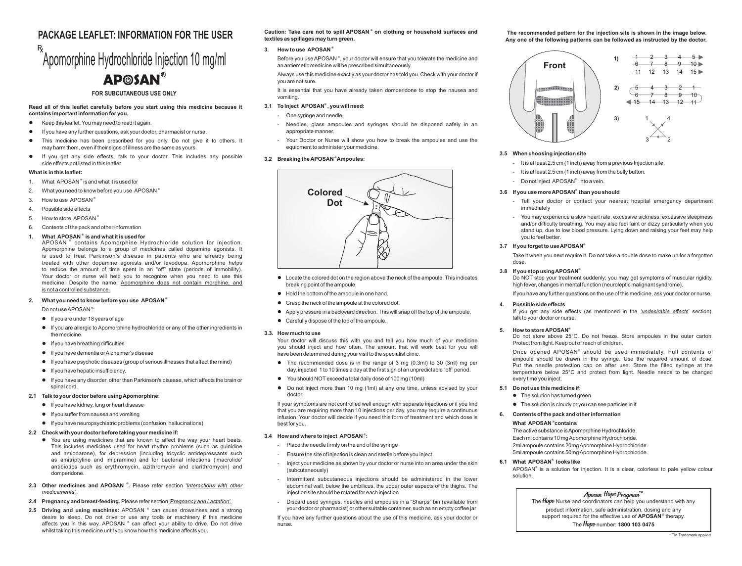# PACKAGE LEAFLET: INFORMATION FOR THE USER

℞

# Apomorphine Hydrochloride Injection 10 mg/ml

## APOSAN®

**FOR SUBCUTANEOUS USE ONLY**

**Read all of this leaflet carefully before you start using this medicine because it contains important information for you.**

- Keep this leaflet. You may need to read it again.
- If you have any further questions, ask your doctor, pharmacist or nurse.
- This medicine has been prescribed for you only. Do not give it to others. It may harm them, even if their signs of illness are the same as yours.
- If you get any side effects, talk to your doctor. This includes any possible side effects not listed in this leaflet.

**What is in this leaflet:**

1. What APOSAN® is and what it is used for
2. What you need to know before you use APOSAN®
3. How to use APOSAN®
4. Possible side effects
5. How to store APOSAN®
6. Contents of the pack and other information

**1. What APOSAN® is and what it is used for**

APOSAN® contains Apomorphine Hydrochloride solution for injection. Apomorphine belongs to a group of medicines called dopamine agonists. It is used to treat Parkinson's disease in patients who are already being treated with other dopamine agonists and/or levodopa. Apomorphine helps to reduce the amount of time spent in an "off" state (periods of immobility). Your doctor or nurse will help you to recognize when you need to use this medicine. Despite the name, Apomorphine does not contain morphine, and is not a controlled substance.

**2. What you need to know before you use APOSAN®**

Do not use APOSAN®:

- If you are under 18 years of age
- If you are allergic to Apomorphine hydrochloride or any of the other ingredients in the medicine.
- If you have breathing difficulties
- If you have dementia or Alzheimer's disease
- If you have psychotic diseases (group of serious illnesses that affect the mind)
- If you have hepatic insufficiency.
- If you have any disorder, other than Parkinson's disease, which affects the brain or spinal cord.

**2.1 Talk to your doctor before using Apomorphine:**

- If you have kidney, lung or heart disease
- If you suffer from nausea and vomiting
- If you have neuropsychiatric problems (confusion, hallucinations)

**2.2 Check with your doctor before taking your medicine if:**

- You are using medicines that are known to affect the way your heart beats. This includes medicines used for heart rhythm problems (such as quinidine and amiodarone), for depression (including tricyclic antidepressants such as amitriptyline and imipramine) and for bacterial infections ('macrolide' antibiotics such as erythromycin, azithromycin and clarithromycin) and domperidone.

**2.3 Other medicines and APOSAN®.** Please refer section '*Interactions with other medicaments'*.

**2.4 Pregnancy and breast-feeding.** Please refer section *'Pregnancy and Lactation'*.

**2.5 Driving and using machines:** APOSAN® can cause drowsiness and a strong desire to sleep. Do not drive or use any tools or machinery if this medicine affects you in this way. APOSAN® can affect your ability to drive. Do not drive whilst taking this medicine until you know how this medicine affects you.

**Caution: Take care not to spill APOSAN® on clothing or household surfaces and textiles as spillages may turn green.**

**3. How to use APOSAN®**

Before you use APOSAN®, your doctor will ensure that you tolerate the medicine and an antiemetic medicine will be prescribed simultaneously.

Always use this medicine exactly as your doctor has told you. Check with your doctor if you are not sure.

It is essential that you have already taken domperidone to stop the nausea and vomiting.

**3.1 To Inject APOSAN®, you will need:**

- One syringe and needle.
- Needles, glass ampoules and syringes should be disposed safely in an appropriate manner.
- Your Doctor or Nurse will show you how to break the ampoules and use the equipment to administer your medicine.

**3.2 Breaking the APOSAN® Ampoules:**

Colored Dot

- Locate the colored dot on the region above the neck of the ampoule. This indicates breaking point of the ampoule.
- Hold the bottom of the ampoule in one hand.
- Grasp the neck of the ampoule at the colored dot.
- Apply pressure in a backward direction. This will snap off the top of the ampoule.
- Carefully dispose of the top of the ampoule.

**3.3. How much to use**

Your doctor will discuss this with you and tell you how much of your medicine you should inject and how often. The amount that will work best for you will have been determined during your visit to the specialist clinic.

- The recommended dose is in the range of 3 mg (0.3ml) to 30 (3ml) mg per day, injected 1 to 10 times a day at the first sign of an unpredictable "off" period.
- You should NOT exceed a total daily dose of 100 mg (10ml)
- Do not inject more than 10 mg (1ml) at any one time, unless advised by your doctor.

If your symptoms are not controlled well enough with separate injections or if you find that you are requiring more than 10 injections per day, you may require a continuous infusion. Your doctor will decide if you need this form of treatment and which dose is best for you.

**3.4 How and where to inject APOSAN®:**

- Place the needle firmly on the end of the syringe
- Ensure the site of injection is clean and sterile before you inject
- Inject your medicine as shown by your doctor or nurse into an area under the skin (subcutaneously)
- Intermittent subcutaneous injections should be administered in the lower abdominal wall, below the umbilicus, the upper outer aspects of the thighs. The injection site should be rotated for each injection.
- Discard used syringes, needles and ampoules in a "Sharps" bin (available from your doctor or pharmacist) or other suitable container, such as an empty coffee jar

If you have any further questions about the use of this medicine, ask your doctor or nurse.

**The recommended pattern for the injection site is shown in the image below. Any one of the following patterns can be followed as instructed by the doctor.**

Front

1) 1 2 3 4 5 / 6 7 8 9 10 / 11 12 13 14 15

2) 5 4 3 2 1 / 6 7 8 9 10 / 15 14 13 12 11

3) 1 4 / 3 2

**3.5 When choosing injection site**

- It is at least 2.5 cm (1 inch) away from a previous Injection site.
- It is at least 2.5 cm (1 inch) away from the belly button.
- Do not inject APOSAN® into a vein.

**3.6 If you use more APOSAN® than you should**

- Tell your doctor or contact your nearest hospital emergency department immediately
- You may experience a slow heart rate, excessive sickness, excessive sleepiness and/or difficulty breathing. You may also feel faint or dizzy particularly when you stand up, due to low blood pressure. Lying down and raising your feet may help you to feel better.

**3.7 If you forget to use APOSAN®**

Take it when you next require it. Do not take a double dose to make up for a forgotten dose.

**3.8 If you stop using APOSAN®**

Do NOT stop your treatment suddenly; you may get symptoms of muscular rigidity, high fever, changes in mental function (neuroleptic malignant syndrome).

If you have any further questions on the use of this medicine, ask your doctor or nurse.

**4. Possible side effects**

If you get any side effects (as mentioned in the *'undesirable effects'* section), talk to your doctor or nurse.

**5. How to store APOSAN®**

Do not store above 25°C. Do not freeze. Store ampoules in the outer carton. Protect from light. Keep out of reach of children.

Once opened APOSAN® should be used immediately. Full contents of ampoule should be drawn in the syringe. Use the required amount of dose. Put the needle protection cap on after use. Store the filled syringe at the temperature below 25°C and protect from light. Needle needs to be changed every time you inject.

**5.1 Do not use this medicine if:**

- The solution has turned green
- The solution is cloudy or you can see particles in it

**6. Contents of the pack and other information**

**What APOSAN® contains**

The active substance is Apomorphine Hydrochloride.
Each ml contains 10 mg Apomorphine Hydrochloride.
2ml ampoule contains 20mg Apomorphine Hydrochloride.
5ml ampoule contains 50mg Apomorphine Hydrochloride.

**6.1 What APOSAN® looks like**

APOSAN® is a solution for injection. It is a clear, colorless to pale yellow colour solution.

*Aposan Hope Program™*

The *Hope* Nurse and coordinators can help you understand with any product information, safe administration, dosing and any support required for the effective use of **APOSAN®** therapy.

The *Hope* number: **1800 103 0475**

\* TM Trademark applied